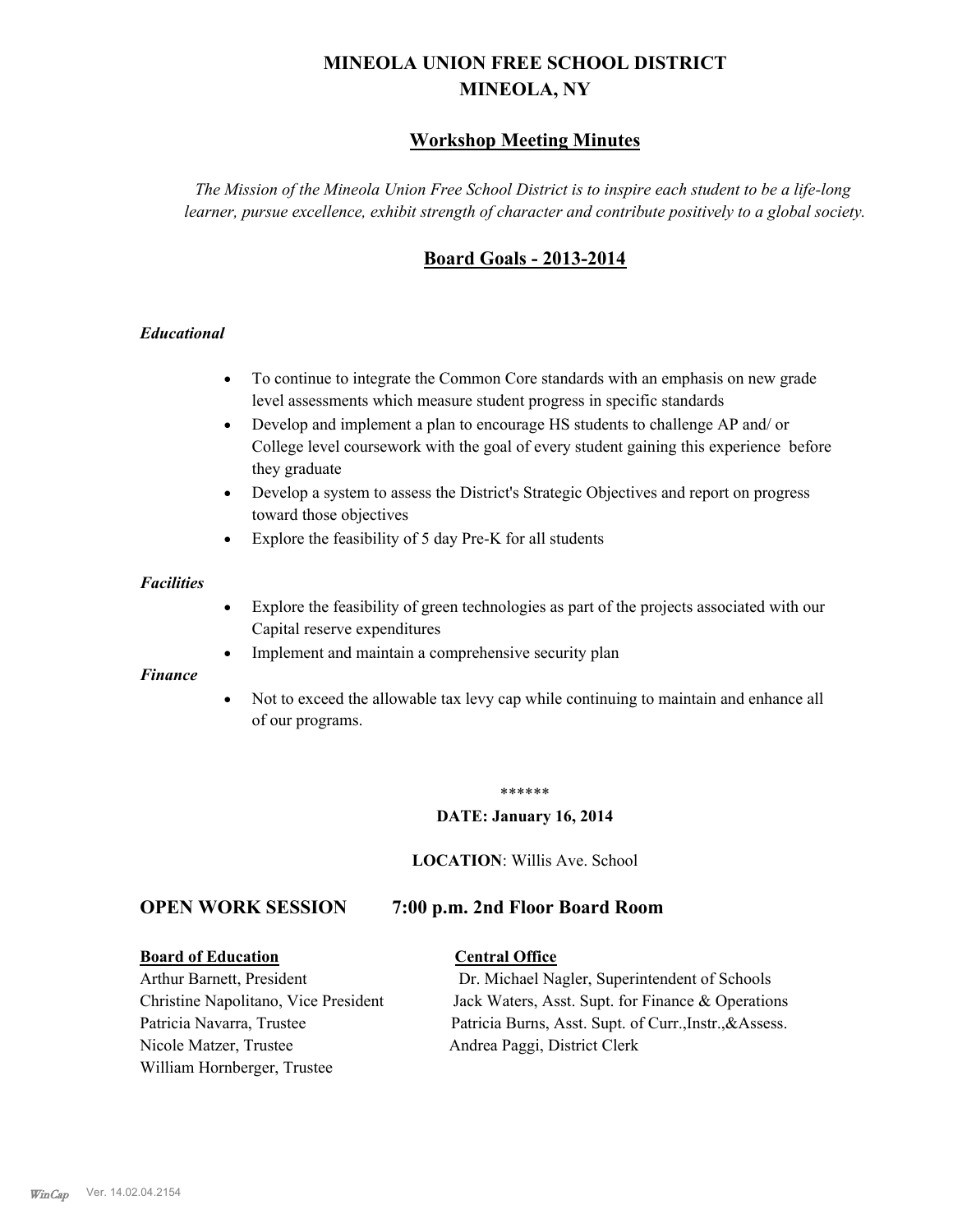# MINEOLA UNION FREE SCHOOL DISTRICT
# MINEOLA, NY

## Workshop Meeting Minutes

*The Mission of the Mineola Union Free School District is to inspire each student to be a life-long learner, pursue excellence, exhibit strength of character and contribute positively to a global society.*

## Board Goals - 2013-2014

***Educational***

- To continue to integrate the Common Core standards with an emphasis on new grade level assessments which measure student progress in specific standards
- Develop and implement a plan to encourage HS students to challenge AP and/ or College level coursework with the goal of every student gaining this experience before they graduate
- Develop a system to assess the District's Strategic Objectives and report on progress toward those objectives
- Explore the feasibility of 5 day Pre-K for all students

***Facilities***

- Explore the feasibility of green technologies as part of the projects associated with our Capital reserve expenditures
- Implement and maintain a comprehensive security plan

***Finance***

- Not to exceed the allowable tax levy cap while continuing to maintain and enhance all of our programs.

******

**DATE: January 16, 2014**

**LOCATION**: Willis Ave. School

## OPEN WORK SESSION 7:00 p.m. 2nd Floor Board Room

| **Board of Education** | **Central Office** |
|---|---|
| Arthur Barnett, President | Dr. Michael Nagler, Superintendent of Schools |
| Christine Napolitano, Vice President | Jack Waters, Asst. Supt. for Finance & Operations |
| Patricia Navarra, Trustee | Patricia Burns, Asst. Supt. of Curr.,Instr.,&Assess. |
| Nicole Matzer, Trustee | Andrea Paggi, District Clerk |
| William Hornberger, Trustee | |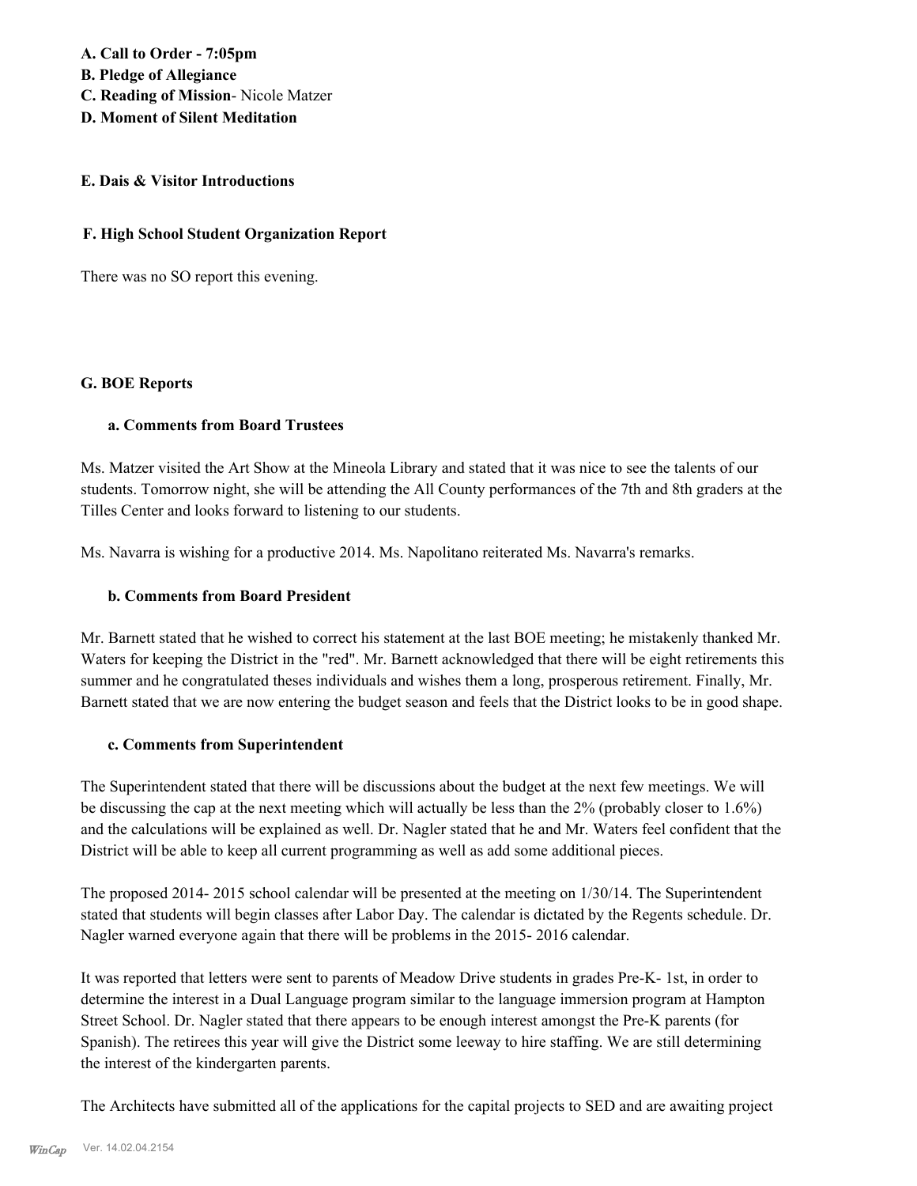**A. Call to Order - 7:05pm**
**B. Pledge of Allegiance**
**C. Reading of Mission**- Nicole Matzer
**D. Moment of Silent Meditation**

## E. Dais & Visitor Introductions

## F. High School Student Organization Report

There was no SO report this evening.

## G. BOE Reports

### a. Comments from Board Trustees

Ms. Matzer visited the Art Show at the Mineola Library and stated that it was nice to see the talents of our students. Tomorrow night, she will be attending the All County performances of the 7th and 8th graders at the Tilles Center and looks forward to listening to our students.

Ms. Navarra is wishing for a productive 2014. Ms. Napolitano reiterated Ms. Navarra's remarks.

### b. Comments from Board President

Mr. Barnett stated that he wished to correct his statement at the last BOE meeting; he mistakenly thanked Mr. Waters for keeping the District in the "red". Mr. Barnett acknowledged that there will be eight retirements this summer and he congratulated theses individuals and wishes them a long, prosperous retirement. Finally, Mr. Barnett stated that we are now entering the budget season and feels that the District looks to be in good shape.

### c. Comments from Superintendent

The Superintendent stated that there will be discussions about the budget at the next few meetings. We will be discussing the cap at the next meeting which will actually be less than the 2% (probably closer to 1.6%) and the calculations will be explained as well. Dr. Nagler stated that he and Mr. Waters feel confident that the District will be able to keep all current programming as well as add some additional pieces.

The proposed 2014- 2015 school calendar will be presented at the meeting on 1/30/14. The Superintendent stated that students will begin classes after Labor Day. The calendar is dictated by the Regents schedule. Dr. Nagler warned everyone again that there will be problems in the 2015- 2016 calendar.

It was reported that letters were sent to parents of Meadow Drive students in grades Pre-K- 1st, in order to determine the interest in a Dual Language program similar to the language immersion program at Hampton Street School. Dr. Nagler stated that there appears to be enough interest amongst the Pre-K parents (for Spanish). The retirees this year will give the District some leeway to hire staffing. We are still determining the interest of the kindergarten parents.

The Architects have submitted all of the applications for the capital projects to SED and are awaiting project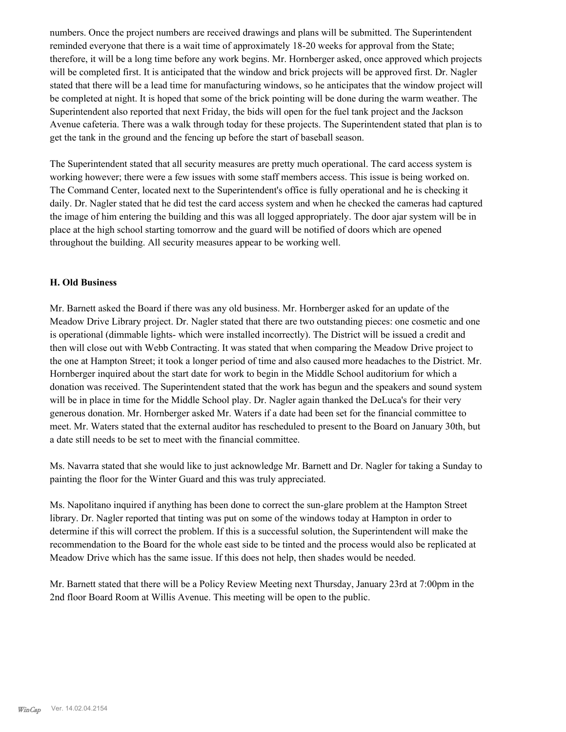numbers. Once the project numbers are received drawings and plans will be submitted. The Superintendent reminded everyone that there is a wait time of approximately 18-20 weeks for approval from the State; therefore, it will be a long time before any work begins. Mr. Hornberger asked, once approved which projects will be completed first. It is anticipated that the window and brick projects will be approved first. Dr. Nagler stated that there will be a lead time for manufacturing windows, so he anticipates that the window project will be completed at night. It is hoped that some of the brick pointing will be done during the warm weather. The Superintendent also reported that next Friday, the bids will open for the fuel tank project and the Jackson Avenue cafeteria. There was a walk through today for these projects. The Superintendent stated that plan is to get the tank in the ground and the fencing up before the start of baseball season.

The Superintendent stated that all security measures are pretty much operational. The card access system is working however; there were a few issues with some staff members access. This issue is being worked on. The Command Center, located next to the Superintendent's office is fully operational and he is checking it daily. Dr. Nagler stated that he did test the card access system and when he checked the cameras had captured the image of him entering the building and this was all logged appropriately. The door ajar system will be in place at the high school starting tomorrow and the guard will be notified of doors which are opened throughout the building. All security measures appear to be working well.

### H. Old Business

Mr. Barnett asked the Board if there was any old business. Mr. Hornberger asked for an update of the Meadow Drive Library project. Dr. Nagler stated that there are two outstanding pieces: one cosmetic and one is operational (dimmable lights- which were installed incorrectly). The District will be issued a credit and then will close out with Webb Contracting. It was stated that when comparing the Meadow Drive project to the one at Hampton Street; it took a longer period of time and also caused more headaches to the District. Mr. Hornberger inquired about the start date for work to begin in the Middle School auditorium for which a donation was received. The Superintendent stated that the work has begun and the speakers and sound system will be in place in time for the Middle School play. Dr. Nagler again thanked the DeLuca's for their very generous donation. Mr. Hornberger asked Mr. Waters if a date had been set for the financial committee to meet. Mr. Waters stated that the external auditor has rescheduled to present to the Board on January 30th, but a date still needs to be set to meet with the financial committee.

Ms. Navarra stated that she would like to just acknowledge Mr. Barnett and Dr. Nagler for taking a Sunday to painting the floor for the Winter Guard and this was truly appreciated.

Ms. Napolitano inquired if anything has been done to correct the sun-glare problem at the Hampton Street library. Dr. Nagler reported that tinting was put on some of the windows today at Hampton in order to determine if this will correct the problem. If this is a successful solution, the Superintendent will make the recommendation to the Board for the whole east side to be tinted and the process would also be replicated at Meadow Drive which has the same issue. If this does not help, then shades would be needed.

Mr. Barnett stated that there will be a Policy Review Meeting next Thursday, January 23rd at 7:00pm in the 2nd floor Board Room at Willis Avenue. This meeting will be open to the public.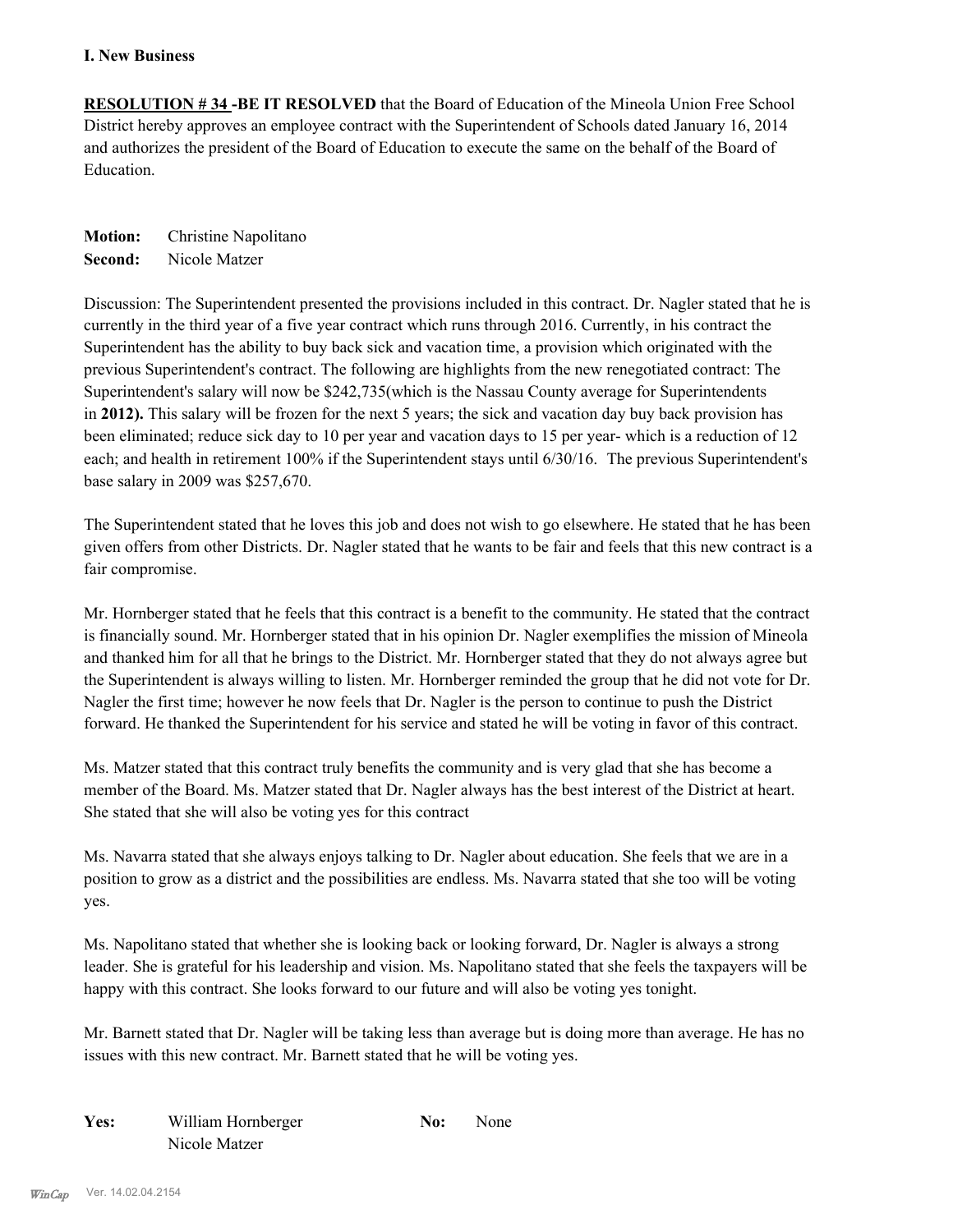## I. New Business

**RESOLUTION # 34 -BE IT RESOLVED** that the Board of Education of the Mineola Union Free School District hereby approves an employee contract with the Superintendent of Schools dated January 16, 2014 and authorizes the president of the Board of Education to execute the same on the behalf of the Board of Education.

**Motion:** Christine Napolitano
**Second:** Nicole Matzer

Discussion: The Superintendent presented the provisions included in this contract. Dr. Nagler stated that he is currently in the third year of a five year contract which runs through 2016. Currently, in his contract the Superintendent has the ability to buy back sick and vacation time, a provision which originated with the previous Superintendent's contract. The following are highlights from the new renegotiated contract: The Superintendent's salary will now be $242,735(which is the Nassau County average for Superintendents in **2012).** This salary will be frozen for the next 5 years; the sick and vacation day buy back provision has been eliminated; reduce sick day to 10 per year and vacation days to 15 per year- which is a reduction of 12 each; and health in retirement 100% if the Superintendent stays until 6/30/16. The previous Superintendent's base salary in 2009 was $257,670.

The Superintendent stated that he loves this job and does not wish to go elsewhere. He stated that he has been given offers from other Districts. Dr. Nagler stated that he wants to be fair and feels that this new contract is a fair compromise.

Mr. Hornberger stated that he feels that this contract is a benefit to the community. He stated that the contract is financially sound. Mr. Hornberger stated that in his opinion Dr. Nagler exemplifies the mission of Mineola and thanked him for all that he brings to the District. Mr. Hornberger stated that they do not always agree but the Superintendent is always willing to listen. Mr. Hornberger reminded the group that he did not vote for Dr. Nagler the first time; however he now feels that Dr. Nagler is the person to continue to push the District forward. He thanked the Superintendent for his service and stated he will be voting in favor of this contract.

Ms. Matzer stated that this contract truly benefits the community and is very glad that she has become a member of the Board. Ms. Matzer stated that Dr. Nagler always has the best interest of the District at heart. She stated that she will also be voting yes for this contract

Ms. Navarra stated that she always enjoys talking to Dr. Nagler about education. She feels that we are in a position to grow as a district and the possibilities are endless. Ms. Navarra stated that she too will be voting yes.

Ms. Napolitano stated that whether she is looking back or looking forward, Dr. Nagler is always a strong leader. She is grateful for his leadership and vision. Ms. Napolitano stated that she feels the taxpayers will be happy with this contract. She looks forward to our future and will also be voting yes tonight.

Mr. Barnett stated that Dr. Nagler will be taking less than average but is doing more than average. He has no issues with this new contract. Mr. Barnett stated that he will be voting yes.

**Yes:** William Hornberger
Nicole Matzer

**No:** None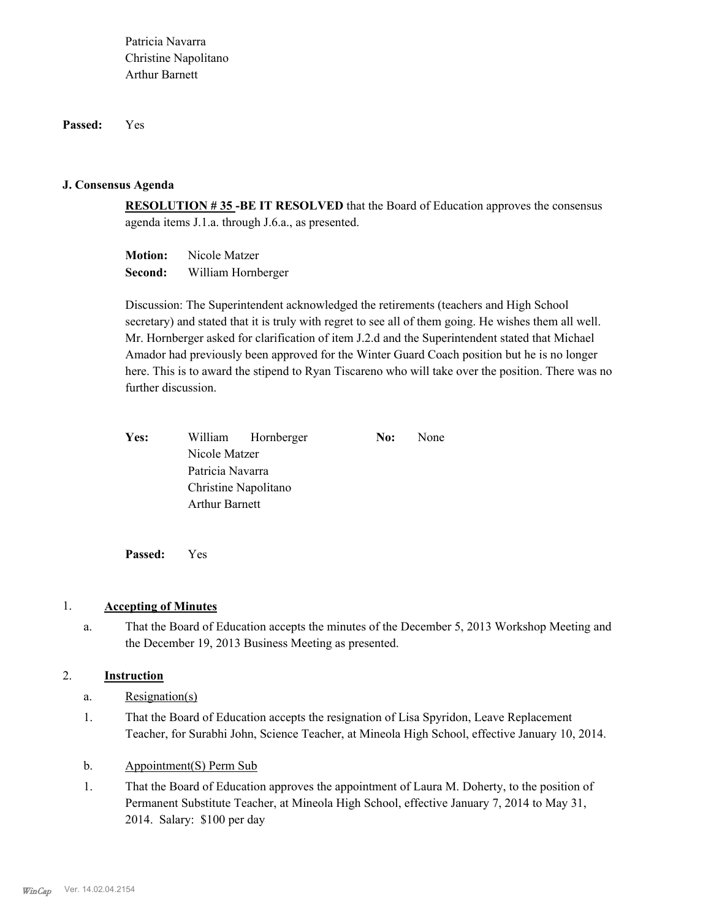Patricia Navarra
Christine Napolitano
Arthur Barnett

**Passed:** Yes

### J. Consensus Agenda

**RESOLUTION # 35 -BE IT RESOLVED** that the Board of Education approves the consensus agenda items J.1.a. through J.6.a., as presented.

**Motion:** Nicole Matzer
**Second:** William Hornberger

Discussion: The Superintendent acknowledged the retirements (teachers and High School secretary) and stated that it is truly with regret to see all of them going. He wishes them all well. Mr. Hornberger asked for clarification of item J.2.d and the Superintendent stated that Michael Amador had previously been approved for the Winter Guard Coach position but he is no longer here. This is to award the stipend to Ryan Tiscareno who will take over the position. There was no further discussion.

**Yes:** William Hornberger
Nicole Matzer
Patricia Navarra
Christine Napolitano
Arthur Barnett

**No:** None

**Passed:** Yes

1. **Accepting of Minutes**

   a. That the Board of Education accepts the minutes of the December 5, 2013 Workshop Meeting and the December 19, 2013 Business Meeting as presented.

2. **Instruction**

   a. Resignation(s)

   1. That the Board of Education accepts the resignation of Lisa Spyridon, Leave Replacement Teacher, for Surabhi John, Science Teacher, at Mineola High School, effective January 10, 2014.

   b. Appointment(S) Perm Sub

   1. That the Board of Education approves the appointment of Laura M. Doherty, to the position of Permanent Substitute Teacher, at Mineola High School, effective January 7, 2014 to May 31, 2014. Salary: $100 per day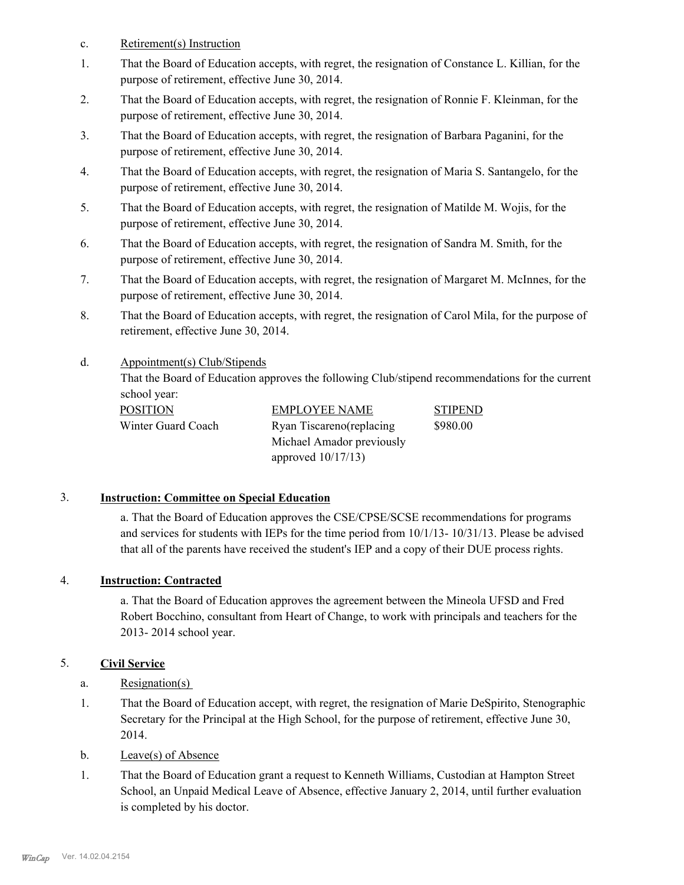c. Retirement(s) Instruction

1. That the Board of Education accepts, with regret, the resignation of Constance L. Killian, for the purpose of retirement, effective June 30, 2014.
2. That the Board of Education accepts, with regret, the resignation of Ronnie F. Kleinman, for the purpose of retirement, effective June 30, 2014.
3. That the Board of Education accepts, with regret, the resignation of Barbara Paganini, for the purpose of retirement, effective June 30, 2014.
4. That the Board of Education accepts, with regret, the resignation of Maria S. Santangelo, for the purpose of retirement, effective June 30, 2014.
5. That the Board of Education accepts, with regret, the resignation of Matilde M. Wojis, for the purpose of retirement, effective June 30, 2014.
6. That the Board of Education accepts, with regret, the resignation of Sandra M. Smith, for the purpose of retirement, effective June 30, 2014.
7. That the Board of Education accepts, with regret, the resignation of Margaret M. McInnes, for the purpose of retirement, effective June 30, 2014.
8. That the Board of Education accepts, with regret, the resignation of Carol Mila, for the purpose of retirement, effective June 30, 2014.

d. Appointment(s) Club/Stipends

That the Board of Education approves the following Club/stipend recommendations for the current school year:

| POSITION | EMPLOYEE NAME | STIPEND |
|---|---|---|
| Winter Guard Coach | Ryan Tiscareno(replacing Michael Amador previously approved 10/17/13) | $980.00 |

## 3. Instruction: Committee on Special Education

a. That the Board of Education approves the CSE/CPSE/SCSE recommendations for programs and services for students with IEPs for the time period from 10/1/13- 10/31/13. Please be advised that all of the parents have received the student's IEP and a copy of their DUE process rights.

## 4. Instruction: Contracted

a. That the Board of Education approves the agreement between the Mineola UFSD and Fred Robert Bocchino, consultant from Heart of Change, to work with principals and teachers for the 2013- 2014 school year.

## 5. Civil Service

a. Resignation(s)

1. That the Board of Education accept, with regret, the resignation of Marie DeSpirito, Stenographic Secretary for the Principal at the High School, for the purpose of retirement, effective June 30, 2014.

b. Leave(s) of Absence

1. That the Board of Education grant a request to Kenneth Williams, Custodian at Hampton Street School, an Unpaid Medical Leave of Absence, effective January 2, 2014, until further evaluation is completed by his doctor.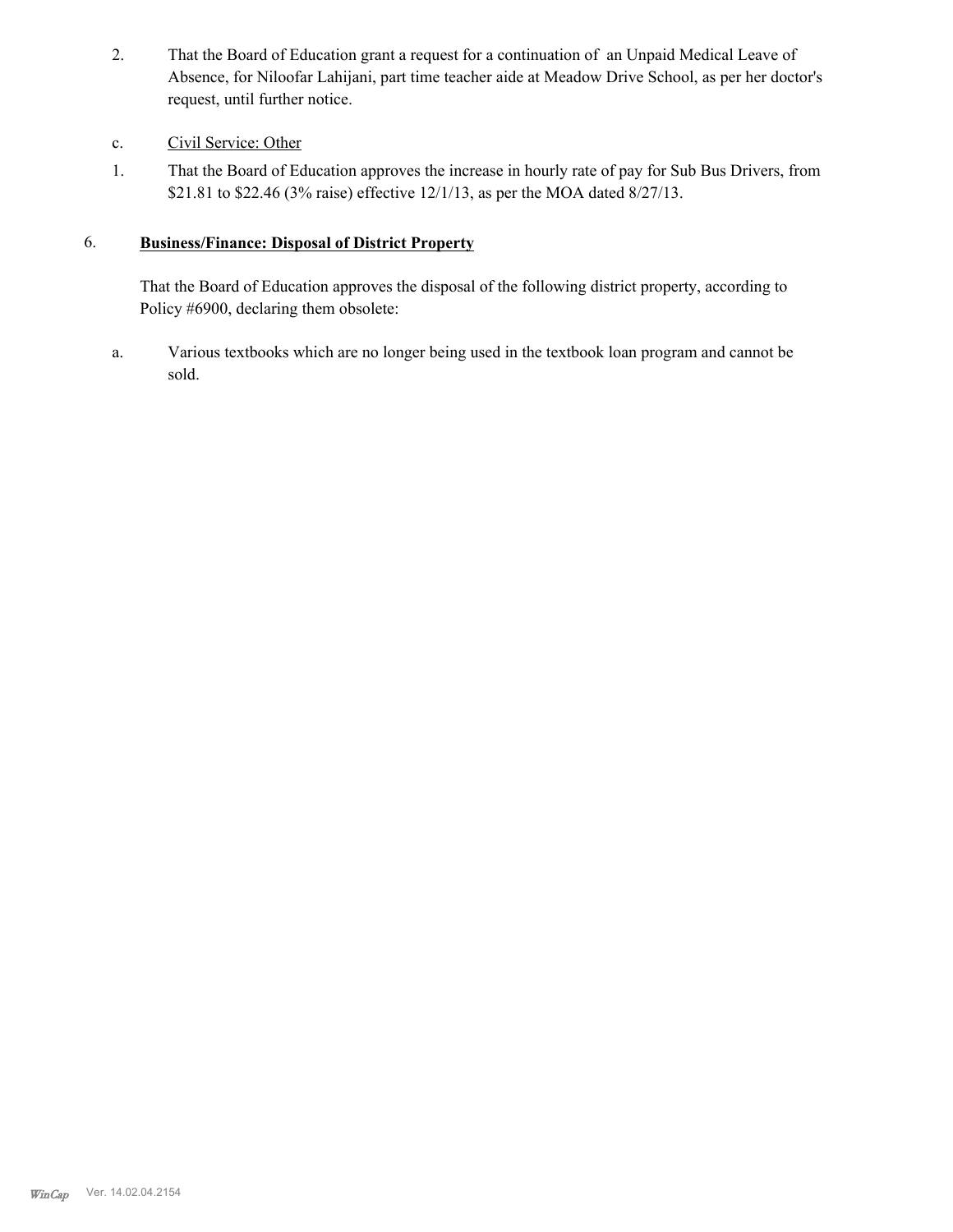2. That the Board of Education grant a request for a continuation of an Unpaid Medical Leave of Absence, for Niloofar Lahijani, part time teacher aide at Meadow Drive School, as per her doctor's request, until further notice.

c. Civil Service: Other

1. That the Board of Education approves the increase in hourly rate of pay for Sub Bus Drivers, from $21.81 to $22.46 (3% raise) effective 12/1/13, as per the MOA dated 8/27/13.

6. **Business/Finance: Disposal of District Property**

That the Board of Education approves the disposal of the following district property, according to Policy #6900, declaring them obsolete:

a. Various textbooks which are no longer being used in the textbook loan program and cannot be sold.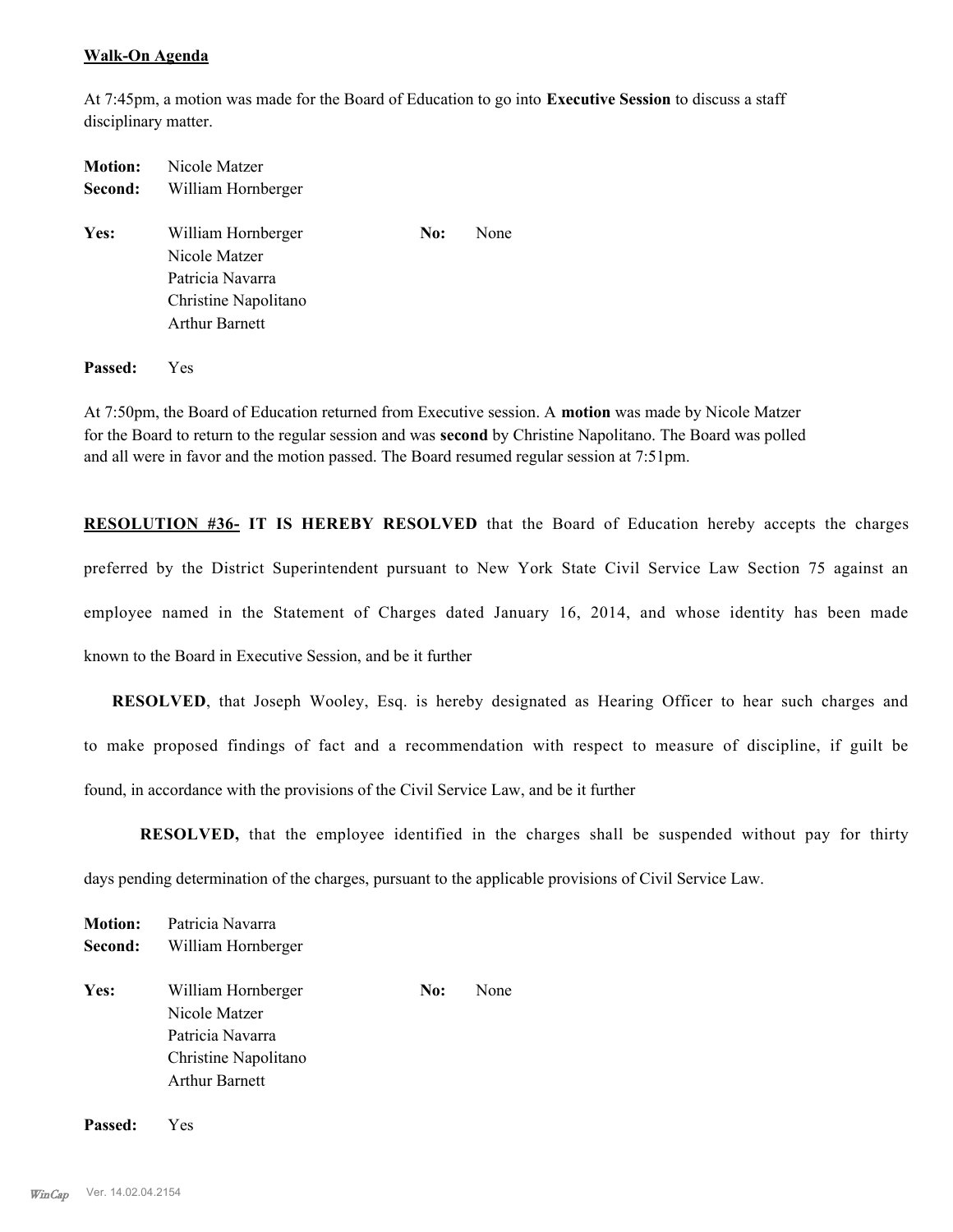**Walk-On Agenda**

At 7:45pm, a motion was made for the Board of Education to go into **Executive Session** to discuss a staff disciplinary matter.

**Motion:** Nicole Matzer
**Second:** William Hornberger

**Yes:** William Hornberger, Nicole Matzer, Patricia Navarra, Christine Napolitano, Arthur Barnett

**No:** None

**Passed:** Yes

At 7:50pm, the Board of Education returned from Executive session. A **motion** was made by Nicole Matzer for the Board to return to the regular session and was **second** by Christine Napolitano. The Board was polled and all were in favor and the motion passed. The Board resumed regular session at 7:51pm.

**RESOLUTION #36- IT IS HEREBY RESOLVED** that the Board of Education hereby accepts the charges preferred by the District Superintendent pursuant to New York State Civil Service Law Section 75 against an employee named in the Statement of Charges dated January 16, 2014, and whose identity has been made known to the Board in Executive Session, and be it further

**RESOLVED**, that Joseph Wooley, Esq. is hereby designated as Hearing Officer to hear such charges and to make proposed findings of fact and a recommendation with respect to measure of discipline, if guilt be found, in accordance with the provisions of the Civil Service Law, and be it further

**RESOLVED,** that the employee identified in the charges shall be suspended without pay for thirty days pending determination of the charges, pursuant to the applicable provisions of Civil Service Law.

**Motion:** Patricia Navarra
**Second:** William Hornberger

**Yes:** William Hornberger, Nicole Matzer, Patricia Navarra, Christine Napolitano, Arthur Barnett

**No:** None

**Passed:** Yes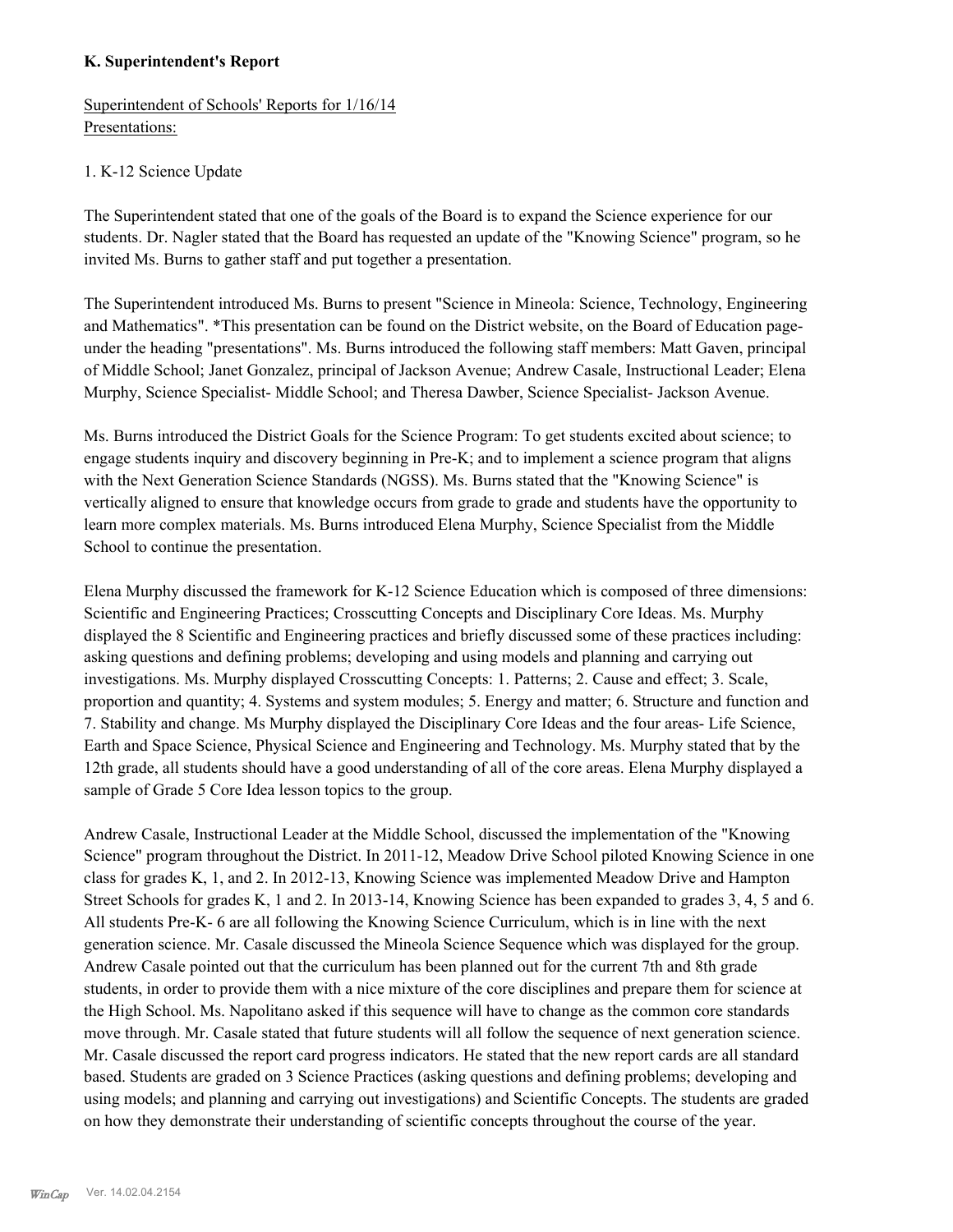**K. Superintendent's Report**

Superintendent of Schools' Reports for 1/16/14
Presentations:

1. K-12 Science Update

The Superintendent stated that one of the goals of the Board is to expand the Science experience for our students. Dr. Nagler stated that the Board has requested an update of the "Knowing Science" program, so he invited Ms. Burns to gather staff and put together a presentation.

The Superintendent introduced Ms. Burns to present "Science in Mineola: Science, Technology, Engineering and Mathematics". *This presentation can be found on the District website, on the Board of Education page- under the heading "presentations". Ms. Burns introduced the following staff members: Matt Gaven, principal of Middle School; Janet Gonzalez, principal of Jackson Avenue; Andrew Casale, Instructional Leader; Elena Murphy, Science Specialist- Middle School; and Theresa Dawber, Science Specialist- Jackson Avenue.

Ms. Burns introduced the District Goals for the Science Program: To get students excited about science; to engage students inquiry and discovery beginning in Pre-K; and to implement a science program that aligns with the Next Generation Science Standards (NGSS). Ms. Burns stated that the "Knowing Science" is vertically aligned to ensure that knowledge occurs from grade to grade and students have the opportunity to learn more complex materials. Ms. Burns introduced Elena Murphy, Science Specialist from the Middle School to continue the presentation.

Elena Murphy discussed the framework for K-12 Science Education which is composed of three dimensions: Scientific and Engineering Practices; Crosscutting Concepts and Disciplinary Core Ideas. Ms. Murphy displayed the 8 Scientific and Engineering practices and briefly discussed some of these practices including: asking questions and defining problems; developing and using models and planning and carrying out investigations. Ms. Murphy displayed Crosscutting Concepts: 1. Patterns; 2. Cause and effect; 3. Scale, proportion and quantity; 4. Systems and system modules; 5. Energy and matter; 6. Structure and function and 7. Stability and change. Ms Murphy displayed the Disciplinary Core Ideas and the four areas- Life Science, Earth and Space Science, Physical Science and Engineering and Technology. Ms. Murphy stated that by the 12th grade, all students should have a good understanding of all of the core areas. Elena Murphy displayed a sample of Grade 5 Core Idea lesson topics to the group.

Andrew Casale, Instructional Leader at the Middle School, discussed the implementation of the "Knowing Science" program throughout the District. In 2011-12, Meadow Drive School piloted Knowing Science in one class for grades K, 1, and 2. In 2012-13, Knowing Science was implemented Meadow Drive and Hampton Street Schools for grades K, 1 and 2. In 2013-14, Knowing Science has been expanded to grades 3, 4, 5 and 6. All students Pre-K- 6 are all following the Knowing Science Curriculum, which is in line with the next generation science. Mr. Casale discussed the Mineola Science Sequence which was displayed for the group. Andrew Casale pointed out that the curriculum has been planned out for the current 7th and 8th grade students, in order to provide them with a nice mixture of the core disciplines and prepare them for science at the High School. Ms. Napolitano asked if this sequence will have to change as the common core standards move through. Mr. Casale stated that future students will all follow the sequence of next generation science. Mr. Casale discussed the report card progress indicators. He stated that the new report cards are all standard based. Students are graded on 3 Science Practices (asking questions and defining problems; developing and using models; and planning and carrying out investigations) and Scientific Concepts. The students are graded on how they demonstrate their understanding of scientific concepts throughout the course of the year.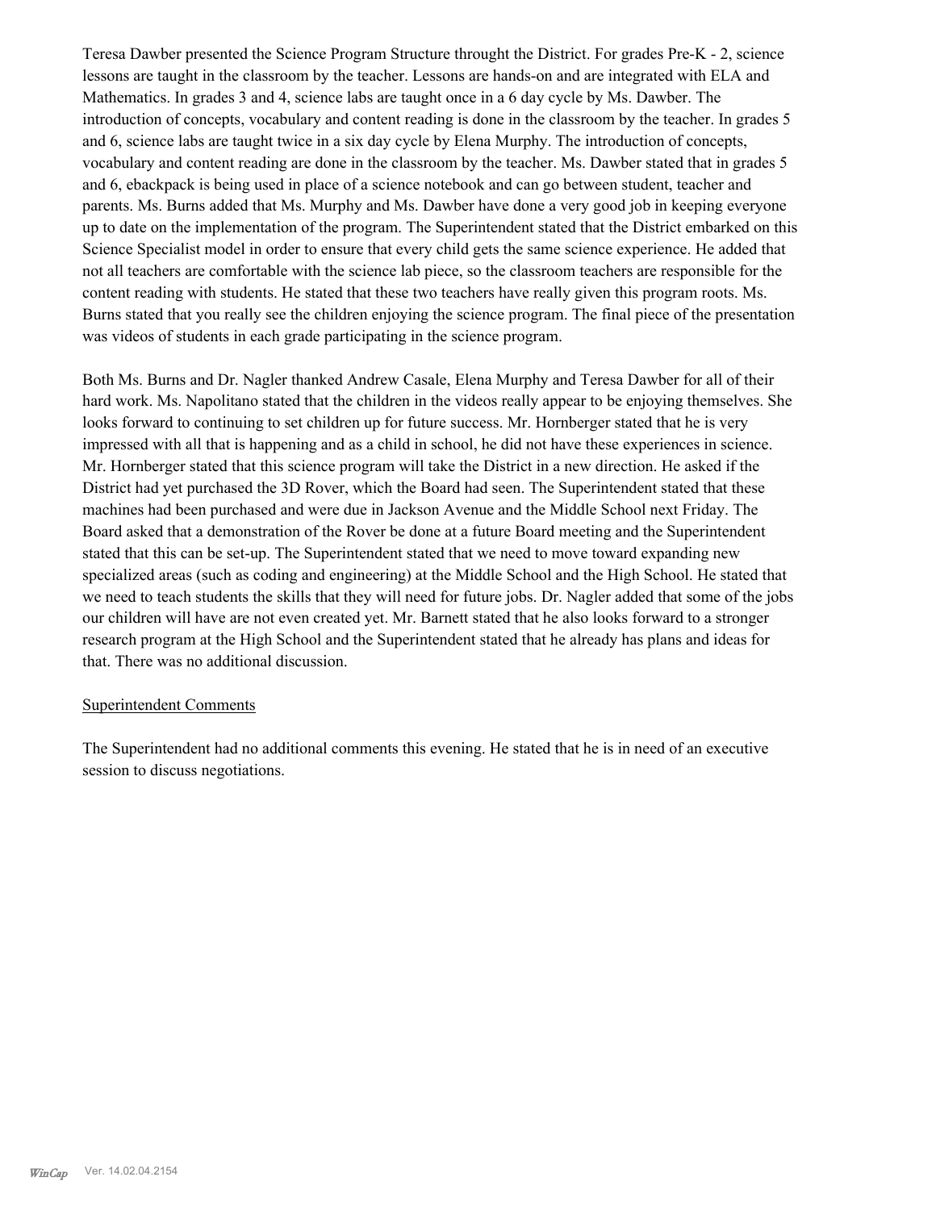Teresa Dawber presented the Science Program Structure throught the District. For grades Pre-K - 2, science lessons are taught in the classroom by the teacher. Lessons are hands-on and are integrated with ELA and Mathematics. In grades 3 and 4, science labs are taught once in a 6 day cycle by Ms. Dawber. The introduction of concepts, vocabulary and content reading is done in the classroom by the teacher. In grades 5 and 6, science labs are taught twice in a six day cycle by Elena Murphy. The introduction of concepts, vocabulary and content reading are done in the classroom by the teacher. Ms. Dawber stated that in grades 5 and 6, ebackpack is being used in place of a science notebook and can go between student, teacher and parents. Ms. Burns added that Ms. Murphy and Ms. Dawber have done a very good job in keeping everyone up to date on the implementation of the program. The Superintendent stated that the District embarked on this Science Specialist model in order to ensure that every child gets the same science experience. He added that not all teachers are comfortable with the science lab piece, so the classroom teachers are responsible for the content reading with students. He stated that these two teachers have really given this program roots. Ms. Burns stated that you really see the children enjoying the science program. The final piece of the presentation was videos of students in each grade participating in the science program.

Both Ms. Burns and Dr. Nagler thanked Andrew Casale, Elena Murphy and Teresa Dawber for all of their hard work. Ms. Napolitano stated that the children in the videos really appear to be enjoying themselves. She looks forward to continuing to set children up for future success. Mr. Hornberger stated that he is very impressed with all that is happening and as a child in school, he did not have these experiences in science. Mr. Hornberger stated that this science program will take the District in a new direction. He asked if the District had yet purchased the 3D Rover, which the Board had seen. The Superintendent stated that these machines had been purchased and were due in Jackson Avenue and the Middle School next Friday. The Board asked that a demonstration of the Rover be done at a future Board meeting and the Superintendent stated that this can be set-up. The Superintendent stated that we need to move toward expanding new specialized areas (such as coding and engineering) at the Middle School and the High School. He stated that we need to teach students the skills that they will need for future jobs. Dr. Nagler added that some of the jobs our children will have are not even created yet. Mr. Barnett stated that he also looks forward to a stronger research program at the High School and the Superintendent stated that he already has plans and ideas for that. There was no additional discussion.

Superintendent Comments

The Superintendent had no additional comments this evening. He stated that he is in need of an executive session to discuss negotiations.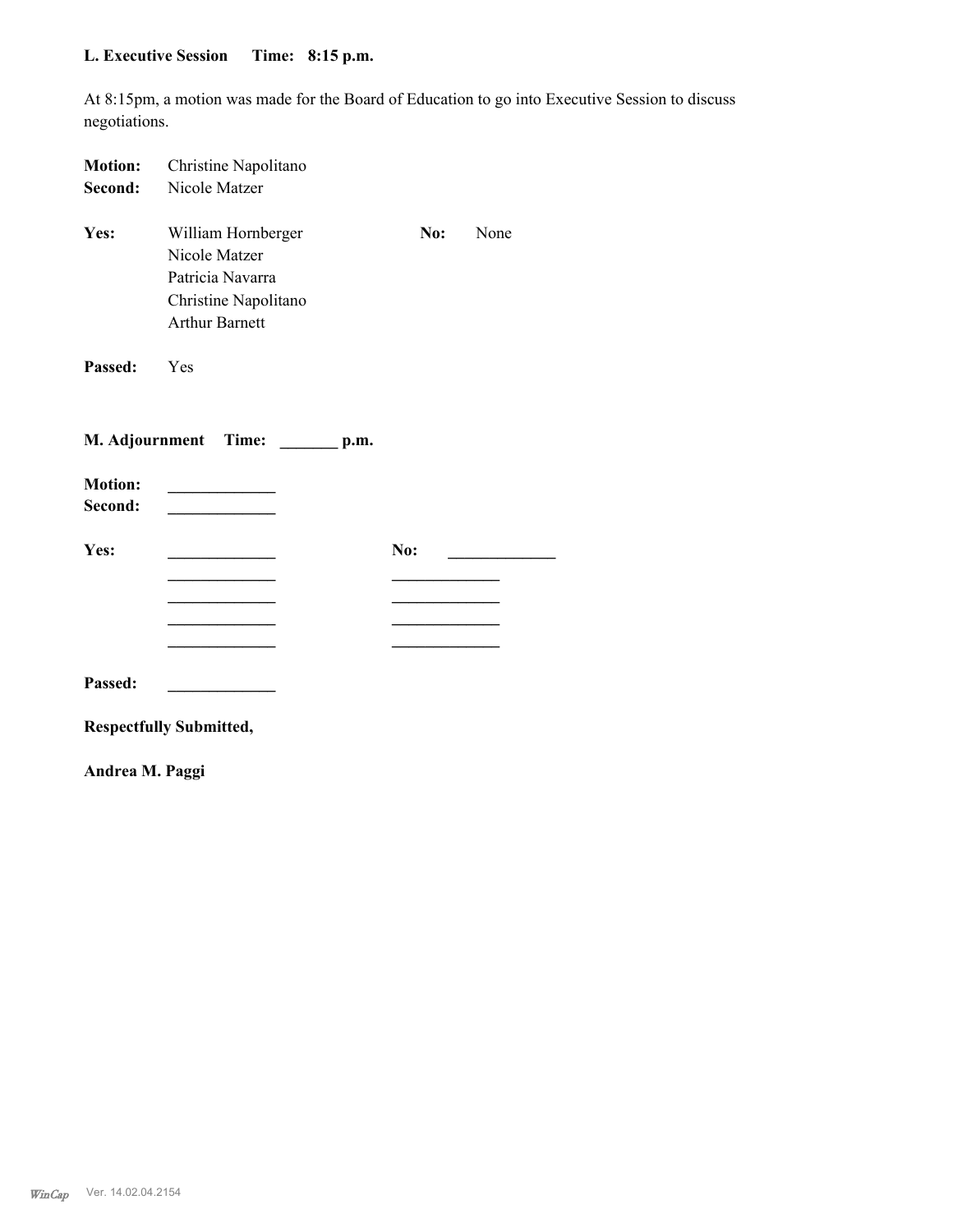**L. Executive Session Time: 8:15 p.m.**

At 8:15pm, a motion was made for the Board of Education to go into Executive Session to discuss negotiations.

**Motion:** Christine Napolitano
**Second:** Nicole Matzer

**Yes:** William Hornberger
Nicole Matzer
Patricia Navarra
Christine Napolitano
Arthur Barnett

**No:** None

**Passed:** Yes

**M. Adjournment Time: _______ p.m.**

**Motion:** _____________
**Second:** _____________

**Yes:** _____________
_____________
_____________
_____________
_____________

**No:** _____________
_____________
_____________
_____________
_____________

**Passed:** _____________

**Respectfully Submitted,**

**Andrea M. Paggi**